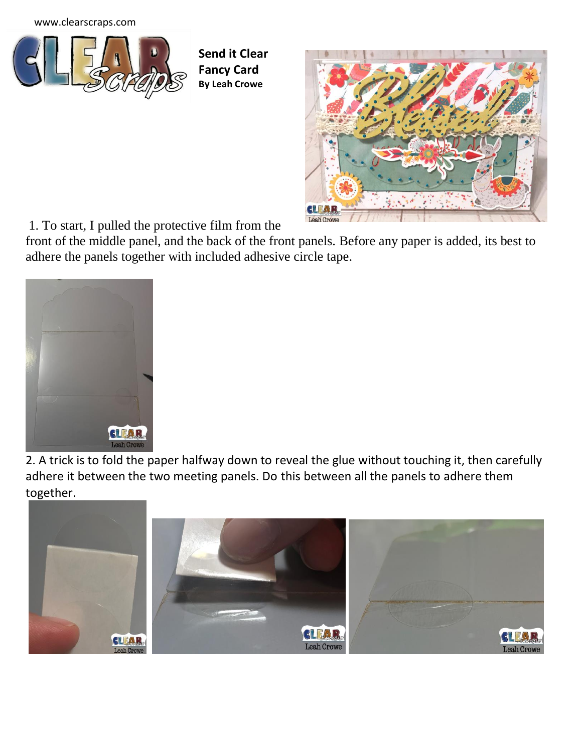www.clearscraps.com

**Send it Clear**
**Fancy Card**
**By Leah Crowe**

1. To start, I pulled the protective film from the front of the middle panel, and the back of the front panels. Before any paper is added, its best to adhere the panels together with included adhesive circle tape.

2. A trick is to fold the paper halfway down to reveal the glue without touching it, then carefully adhere it between the two meeting panels. Do this between all the panels to adhere them together.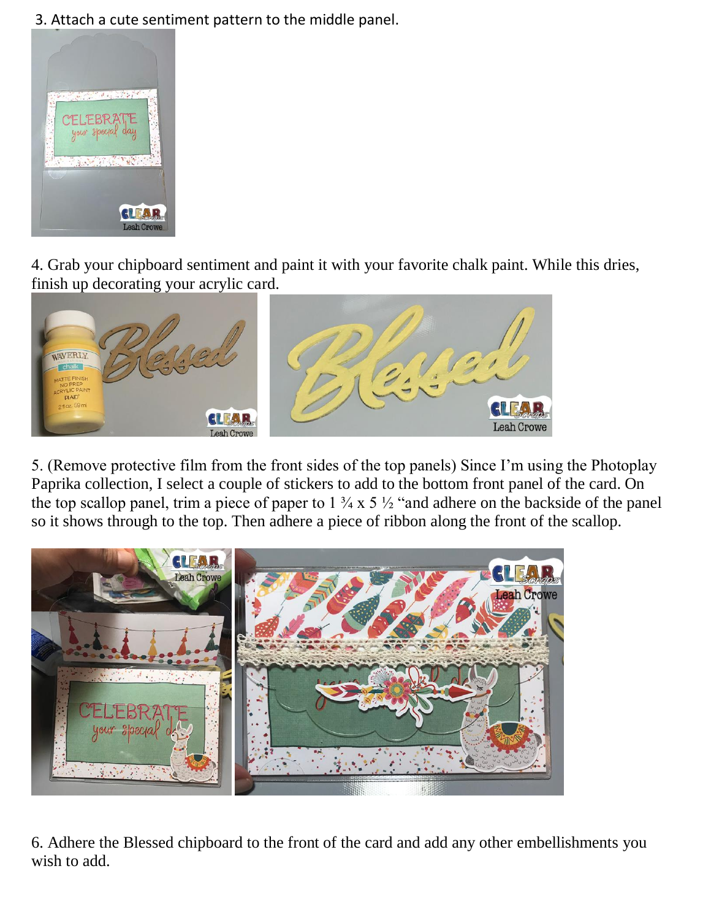3. Attach a cute sentiment pattern to the middle panel.

4. Grab your chipboard sentiment and paint it with your favorite chalk paint. While this dries, finish up decorating your acrylic card.

5. (Remove protective film from the front sides of the top panels) Since I'm using the Photoplay Paprika collection, I select a couple of stickers to add to the bottom front panel of the card. On the top scallop panel, trim a piece of paper to 1 ¾ x 5 ½ "and adhere on the backside of the panel so it shows through to the top. Then adhere a piece of ribbon along the front of the scallop.

6. Adhere the Blessed chipboard to the front of the card and add any other embellishments you wish to add.